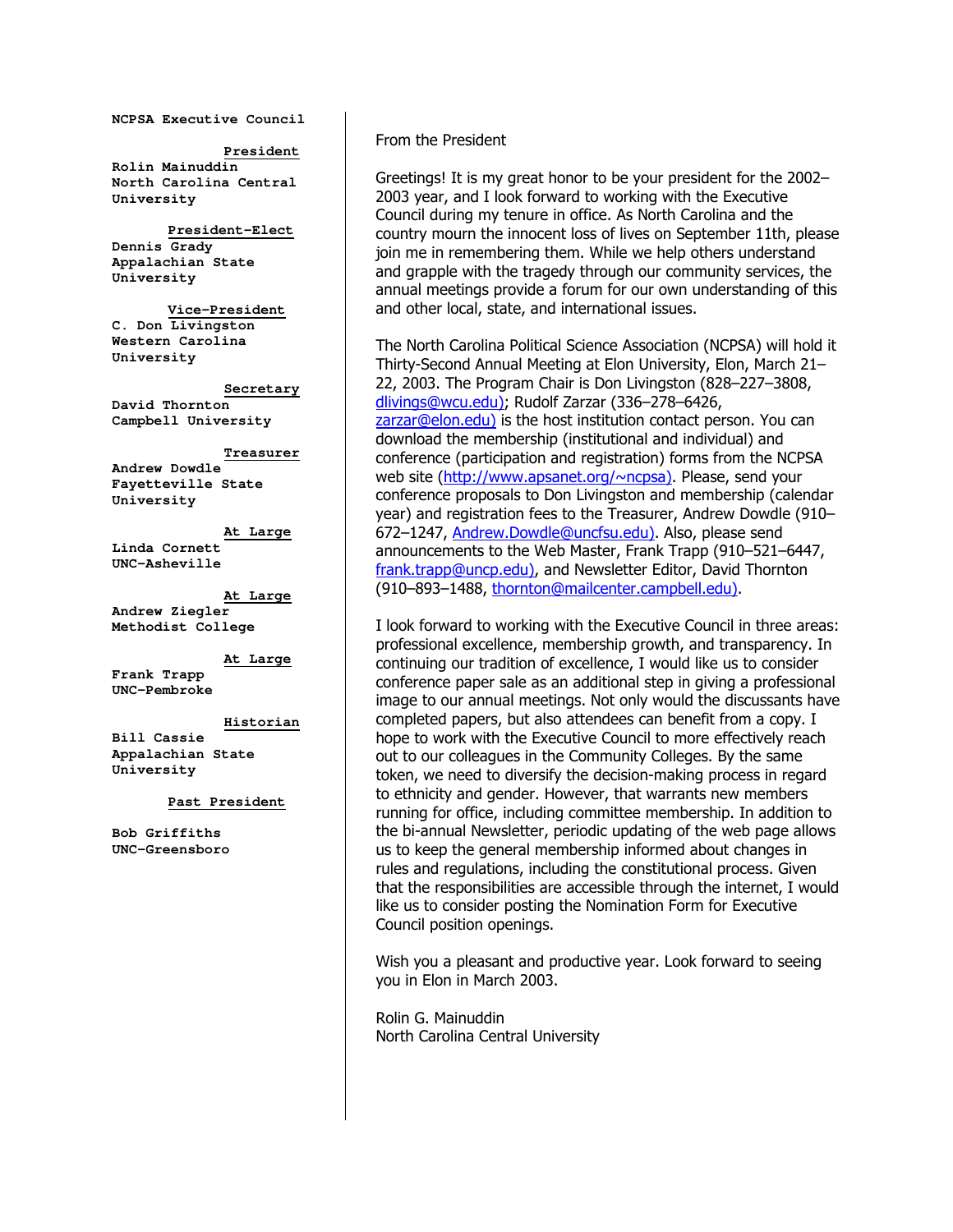**NCPSA Executive Council**

**President**
Rolin Mainuddin
North Carolina Central University

**President-Elect**
Dennis Grady
Appalachian State University

**Vice-President**
C. Don Livingston
Western Carolina University

**Secretary**
David Thornton
Campbell University

**Treasurer**
Andrew Dowdle
Fayetteville State University

**At Large**
Linda Cornett
UNC-Asheville

**At Large**
Andrew Ziegler
Methodist College

**At Large**
Frank Trapp
UNC-Pembroke

**Historian**
Bill Cassie
Appalachian State University

**Past President**
Bob Griffiths
UNC-Greensboro

## From the President

Greetings! It is my great honor to be your president for the 2002–2003 year, and I look forward to working with the Executive Council during my tenure in office. As North Carolina and the country mourn the innocent loss of lives on September 11th, please join me in remembering them. While we help others understand and grapple with the tragedy through our community services, the annual meetings provide a forum for our own understanding of this and other local, state, and international issues.

The North Carolina Political Science Association (NCPSA) will hold it Thirty-Second Annual Meeting at Elon University, Elon, March 21–22, 2003. The Program Chair is Don Livingston (828–227–3808, dlivings@wcu.edu); Rudolf Zarzar (336–278–6426, zarzar@elon.edu) is the host institution contact person. You can download the membership (institutional and individual) and conference (participation and registration) forms from the NCPSA web site (http://www.apsanet.org/~ncpsa). Please, send your conference proposals to Don Livingston and membership (calendar year) and registration fees to the Treasurer, Andrew Dowdle (910–672–1247, Andrew.Dowdle@uncfsu.edu). Also, please send announcements to the Web Master, Frank Trapp (910–521–6447, frank.trapp@uncp.edu), and Newsletter Editor, David Thornton (910–893–1488, thornton@mailcenter.campbell.edu).

I look forward to working with the Executive Council in three areas: professional excellence, membership growth, and transparency. In continuing our tradition of excellence, I would like us to consider conference paper sale as an additional step in giving a professional image to our annual meetings. Not only would the discussants have completed papers, but also attendees can benefit from a copy. I hope to work with the Executive Council to more effectively reach out to our colleagues in the Community Colleges. By the same token, we need to diversify the decision-making process in regard to ethnicity and gender. However, that warrants new members running for office, including committee membership. In addition to the bi-annual Newsletter, periodic updating of the web page allows us to keep the general membership informed about changes in rules and regulations, including the constitutional process. Given that the responsibilities are accessible through the internet, I would like us to consider posting the Nomination Form for Executive Council position openings.

Wish you a pleasant and productive year. Look forward to seeing you in Elon in March 2003.

Rolin G. Mainuddin
North Carolina Central University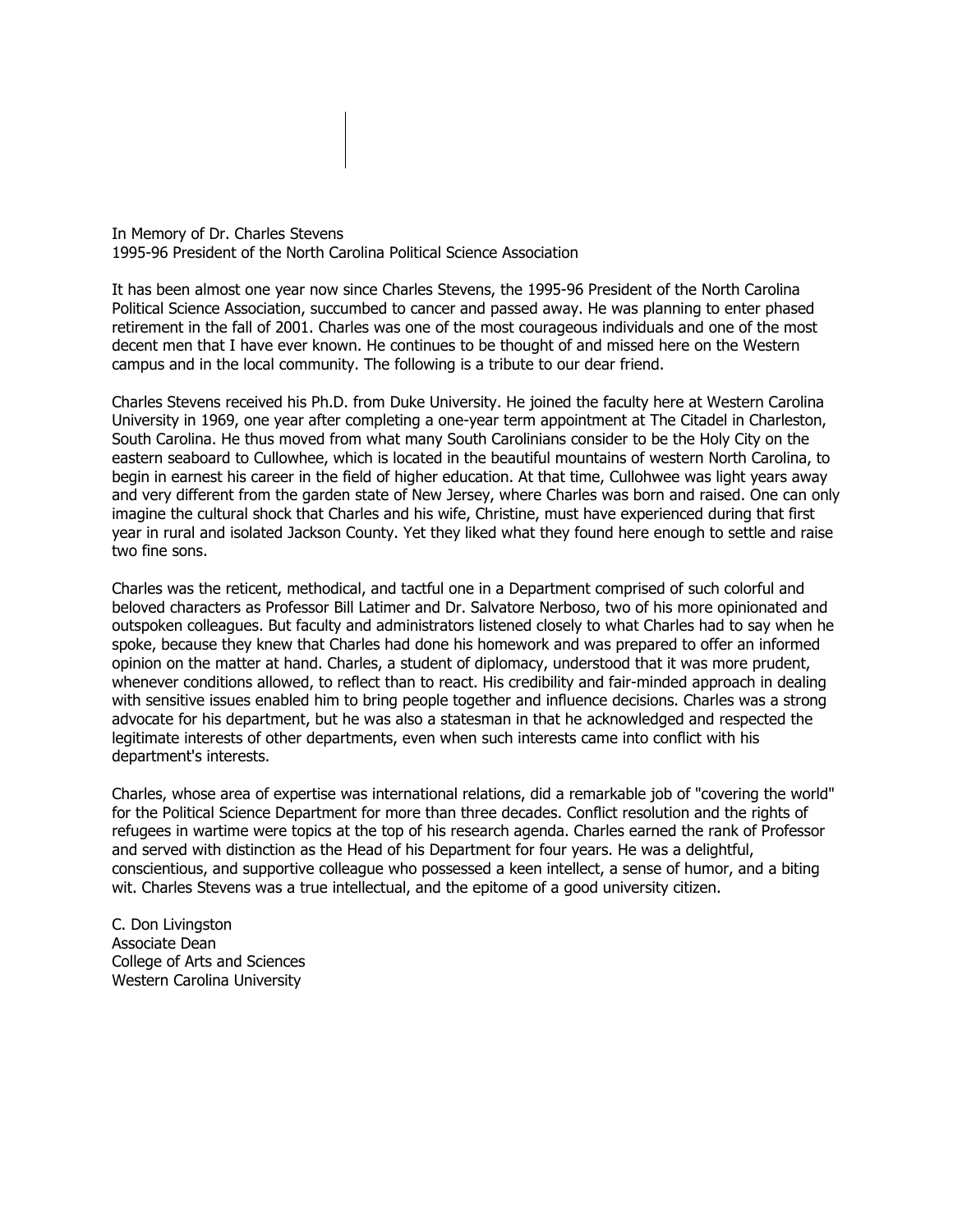In Memory of Dr. Charles Stevens
1995-96 President of the North Carolina Political Science Association

It has been almost one year now since Charles Stevens, the 1995-96 President of the North Carolina Political Science Association, succumbed to cancer and passed away. He was planning to enter phased retirement in the fall of 2001. Charles was one of the most courageous individuals and one of the most decent men that I have ever known. He continues to be thought of and missed here on the Western campus and in the local community. The following is a tribute to our dear friend.

Charles Stevens received his Ph.D. from Duke University. He joined the faculty here at Western Carolina University in 1969, one year after completing a one-year term appointment at The Citadel in Charleston, South Carolina. He thus moved from what many South Carolinians consider to be the Holy City on the eastern seaboard to Cullowhee, which is located in the beautiful mountains of western North Carolina, to begin in earnest his career in the field of higher education. At that time, Cullohwee was light years away and very different from the garden state of New Jersey, where Charles was born and raised. One can only imagine the cultural shock that Charles and his wife, Christine, must have experienced during that first year in rural and isolated Jackson County. Yet they liked what they found here enough to settle and raise two fine sons.

Charles was the reticent, methodical, and tactful one in a Department comprised of such colorful and beloved characters as Professor Bill Latimer and Dr. Salvatore Nerboso, two of his more opinionated and outspoken colleagues. But faculty and administrators listened closely to what Charles had to say when he spoke, because they knew that Charles had done his homework and was prepared to offer an informed opinion on the matter at hand. Charles, a student of diplomacy, understood that it was more prudent, whenever conditions allowed, to reflect than to react. His credibility and fair-minded approach in dealing with sensitive issues enabled him to bring people together and influence decisions. Charles was a strong advocate for his department, but he was also a statesman in that he acknowledged and respected the legitimate interests of other departments, even when such interests came into conflict with his department's interests.

Charles, whose area of expertise was international relations, did a remarkable job of "covering the world" for the Political Science Department for more than three decades. Conflict resolution and the rights of refugees in wartime were topics at the top of his research agenda. Charles earned the rank of Professor and served with distinction as the Head of his Department for four years. He was a delightful, conscientious, and supportive colleague who possessed a keen intellect, a sense of humor, and a biting wit. Charles Stevens was a true intellectual, and the epitome of a good university citizen.

C. Don Livingston
Associate Dean
College of Arts and Sciences
Western Carolina University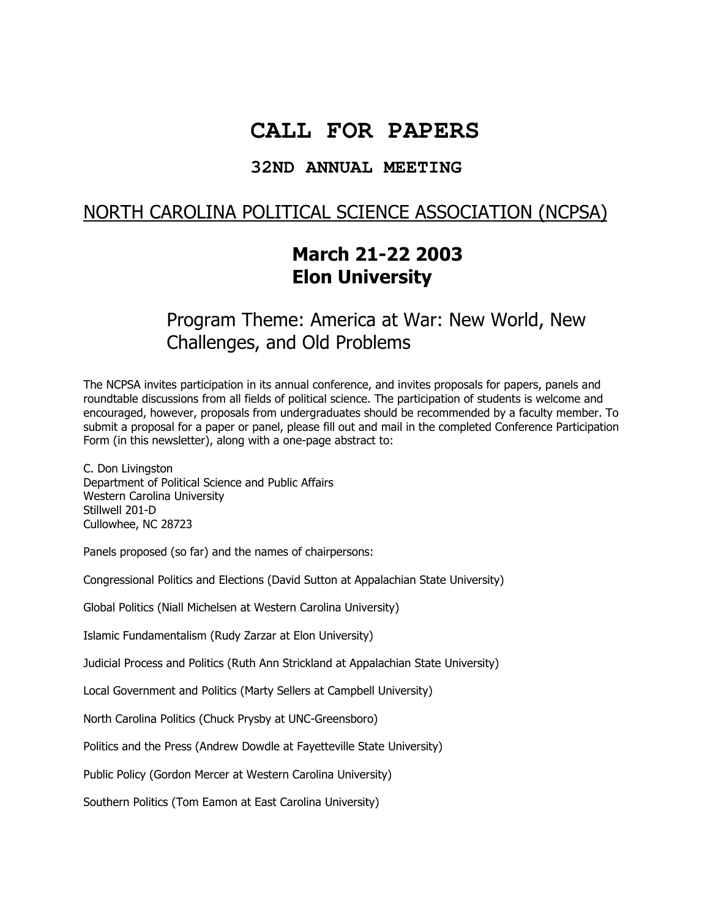# CALL FOR PAPERS

## 32ND ANNUAL MEETING

## NORTH CAROLINA POLITICAL SCIENCE ASSOCIATION (NCPSA)

**March 21-22 2003**
**Elon University**

### Program Theme: America at War: New World, New Challenges, and Old Problems

The NCPSA invites participation in its annual conference, and invites proposals for papers, panels and roundtable discussions from all fields of political science. The participation of students is welcome and encouraged, however, proposals from undergraduates should be recommended by a faculty member. To submit a proposal for a paper or panel, please fill out and mail in the completed Conference Participation Form (in this newsletter), along with a one-page abstract to:

C. Don Livingston
Department of Political Science and Public Affairs
Western Carolina University
Stillwell 201-D
Cullowhee, NC 28723

Panels proposed (so far) and the names of chairpersons:

Congressional Politics and Elections (David Sutton at Appalachian State University)

Global Politics (Niall Michelsen at Western Carolina University)

Islamic Fundamentalism (Rudy Zarzar at Elon University)

Judicial Process and Politics (Ruth Ann Strickland at Appalachian State University)

Local Government and Politics (Marty Sellers at Campbell University)

North Carolina Politics (Chuck Prysby at UNC-Greensboro)

Politics and the Press (Andrew Dowdle at Fayetteville State University)

Public Policy (Gordon Mercer at Western Carolina University)

Southern Politics (Tom Eamon at East Carolina University)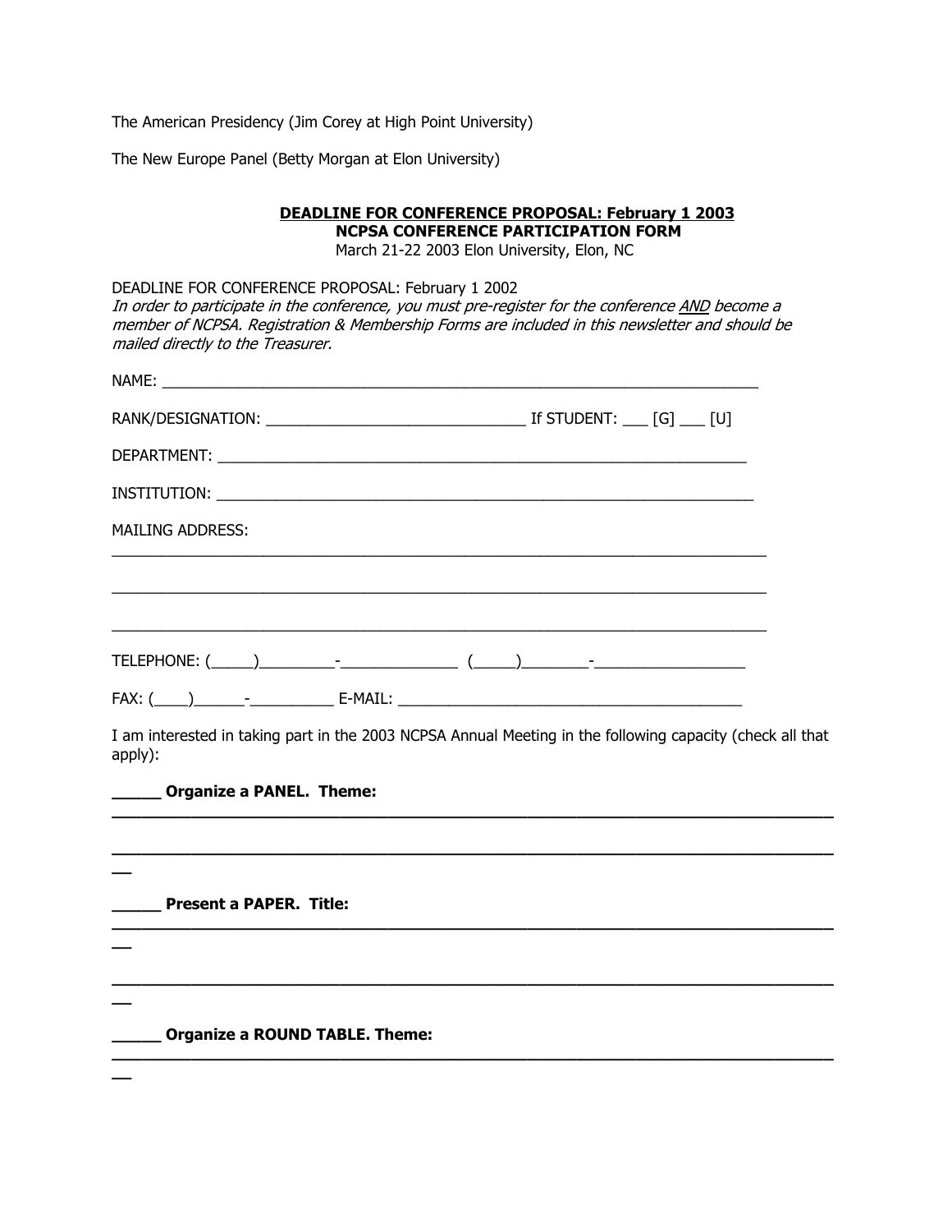The American Presidency (Jim Corey at High Point University)

The New Europe Panel (Betty Morgan at Elon University)

**DEADLINE FOR CONFERENCE PROPOSAL: February 1 2003**
**NCPSA CONFERENCE PARTICIPATION FORM**
March 21-22 2003 Elon University, Elon, NC

DEADLINE FOR CONFERENCE PROPOSAL: February 1 2002
*In order to participate in the conference, you must pre-register for the conference AND become a member of NCPSA. Registration & Membership Forms are included in this newsletter and should be mailed directly to the Treasurer.*

NAME: ______________________________________________________________________

RANK/DESIGNATION: ______________________________ If STUDENT: ___ [G] ___ [U]

DEPARTMENT: ______________________________________________________________

INSTITUTION: ______________________________________________________________

MAILING ADDRESS:

________________________________________________________________________

________________________________________________________________________

________________________________________________________________________

TELEPHONE: (_____)_________-_____________ (_____)________-_________________

FAX: (____)______-__________ E-MAIL: _________________________________________

I am interested in taking part in the 2003 NCPSA Annual Meeting in the following capacity (check all that apply):

**_____ Organize a PANEL. Theme:**

**________________________________________________________________________**

**________________________________________________________________________**

**_____ Present a PAPER. Title:**

**________________________________________________________________________**

**________________________________________________________________________**

**_____ Organize a ROUND TABLE. Theme:**

**________________________________________________________________________**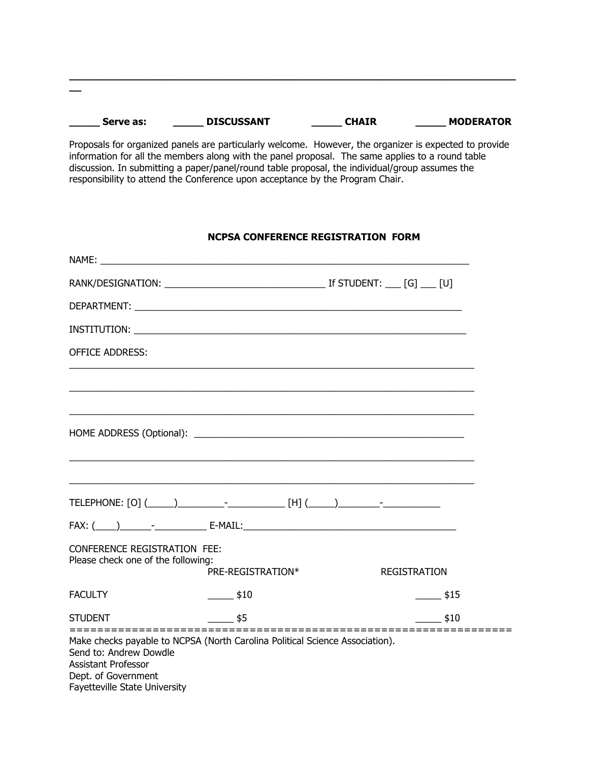______________________________________________________________________________
__

**_____ Serve as:** **_____ DISCUSSANT** **_____ CHAIR** **_____ MODERATOR**

Proposals for organized panels are particularly welcome. However, the organizer is expected to provide information for all the members along with the panel proposal. The same applies to a round table discussion. In submitting a paper/panel/round table proposal, the individual/group assumes the responsibility to attend the Conference upon acceptance by the Program Chair.

**NCPSA CONFERENCE REGISTRATION FORM**

NAME: ___________________________________________________________________________

RANK/DESIGNATION: _______________________________ If STUDENT: ___ [G] ___ [U]

DEPARTMENT: _________________________________________________________________

INSTITUTION: _________________________________________________________________

OFFICE ADDRESS:

______________________________________________________________________________

______________________________________________________________________________

______________________________________________________________________________

HOME ADDRESS (Optional): _____________________________________________________

______________________________________________________________________________

______________________________________________________________________________

TELEPHONE: [O] (_____)_________-___________ [H] (_____)________-___________

FAX: (____)______-__________ E-MAIL:_________________________________________

CONFERENCE REGISTRATION FEE:
Please check one of the following:

| | PRE-REGISTRATION* | REGISTRATION |
|---|---|---|
| FACULTY | _____ $10 | _____ $15 |
| STUDENT | _____ $5 | _____ $10 |

==================================================================

Make checks payable to NCPSA (North Carolina Political Science Association).
Send to: Andrew Dowdle
Assistant Professor
Dept. of Government
Fayetteville State University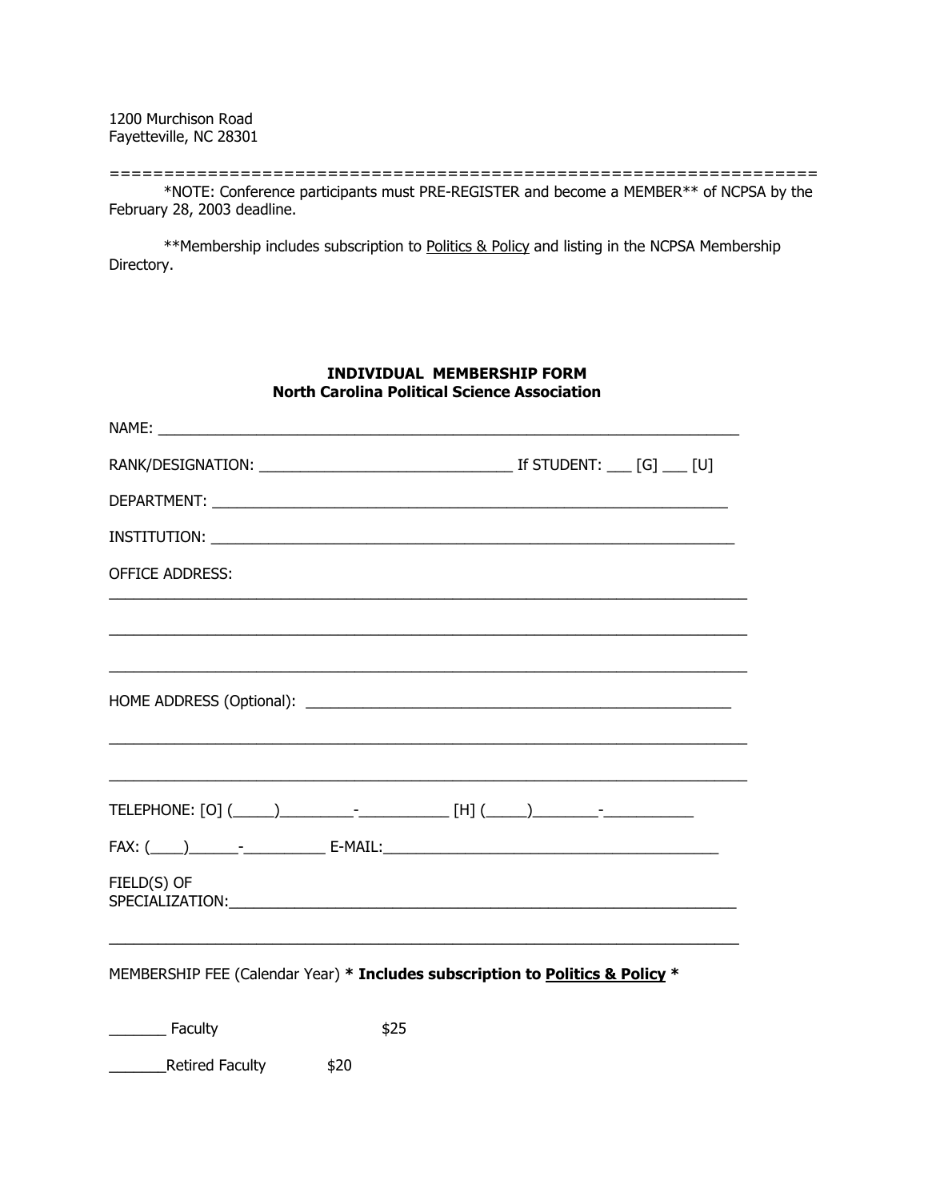1200 Murchison Road
Fayetteville, NC 28301

=================================================================

*NOTE: Conference participants must PRE-REGISTER and become a MEMBER** of NCPSA by the February 28, 2003 deadline.

**Membership includes subscription to Politics & Policy and listing in the NCPSA Membership Directory.

**INDIVIDUAL MEMBERSHIP FORM**
**North Carolina Political Science Association**

NAME: ________________________________________________________________________

RANK/DESIGNATION: ______________________________ If STUDENT: ___ [G] ___ [U]

DEPARTMENT: ________________________________________________________________

INSTITUTION: ________________________________________________________________

OFFICE ADDRESS:
__________________________________________________________________________

__________________________________________________________________________

__________________________________________________________________________

HOME ADDRESS (Optional): ___________________________________________________

__________________________________________________________________________

__________________________________________________________________________

TELEPHONE: [O] (_____)_________-___________ [H] (_____)________-___________

FAX: (____)______-__________ E-MAIL:_________________________________________

FIELD(S) OF
SPECIALIZATION:____________________________________________________________

__________________________________________________________________________

MEMBERSHIP FEE (Calendar Year) *** Includes subscription to Politics & Policy ***

_______ Faculty $25

_______Retired Faculty $20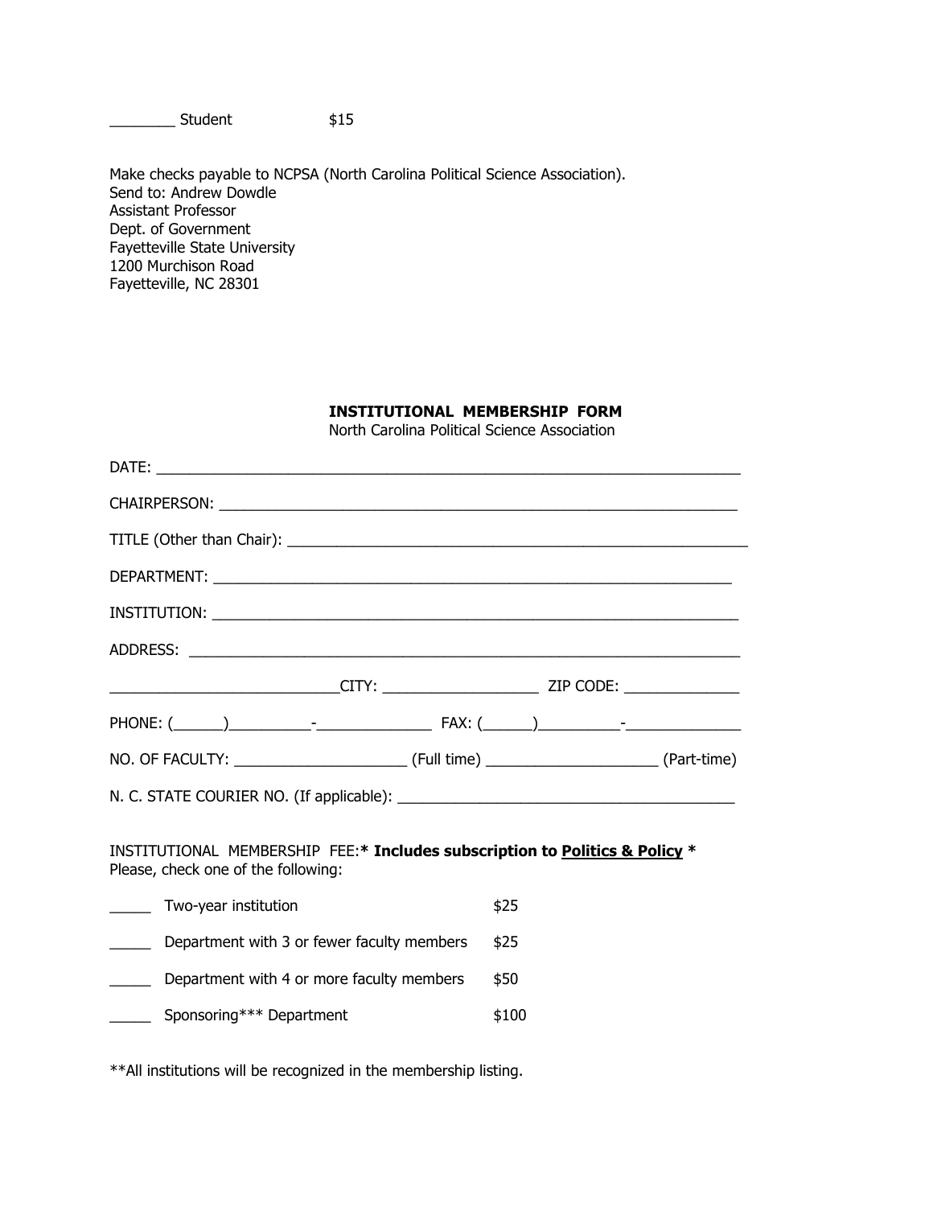________ Student $15

Make checks payable to NCPSA (North Carolina Political Science Association).
Send to: Andrew Dowdle
Assistant Professor
Dept. of Government
Fayetteville State University
1200 Murchison Road
Fayetteville, NC 28301

## INSTITUTIONAL MEMBERSHIP FORM

North Carolina Political Science Association

DATE: ____________________________________________________________________

CHAIRPERSON: ______________________________________________________________

TITLE (Other than Chair): ____________________________________________________

DEPARTMENT: ______________________________________________________________

INSTITUTION: ______________________________________________________________

ADDRESS: _________________________________________________________________

___________________________CITY: ___________________ ZIP CODE: ______________

PHONE: (______)__________-______________ FAX: (______)__________-______________

NO. OF FACULTY: _____________________ (Full time) _____________________ (Part-time)

N. C. STATE COURIER NO. (If applicable): __________________________________________

INSTITUTIONAL MEMBERSHIP FEE:**\* Includes subscription to <u>Politics & Policy</u> \***
Please, check one of the following:

_____ Two-year institution $25

_____ Department with 3 or fewer faculty members $25

_____ Department with 4 or more faculty members $50

_____ Sponsoring*** Department $100

**All institutions will be recognized in the membership listing.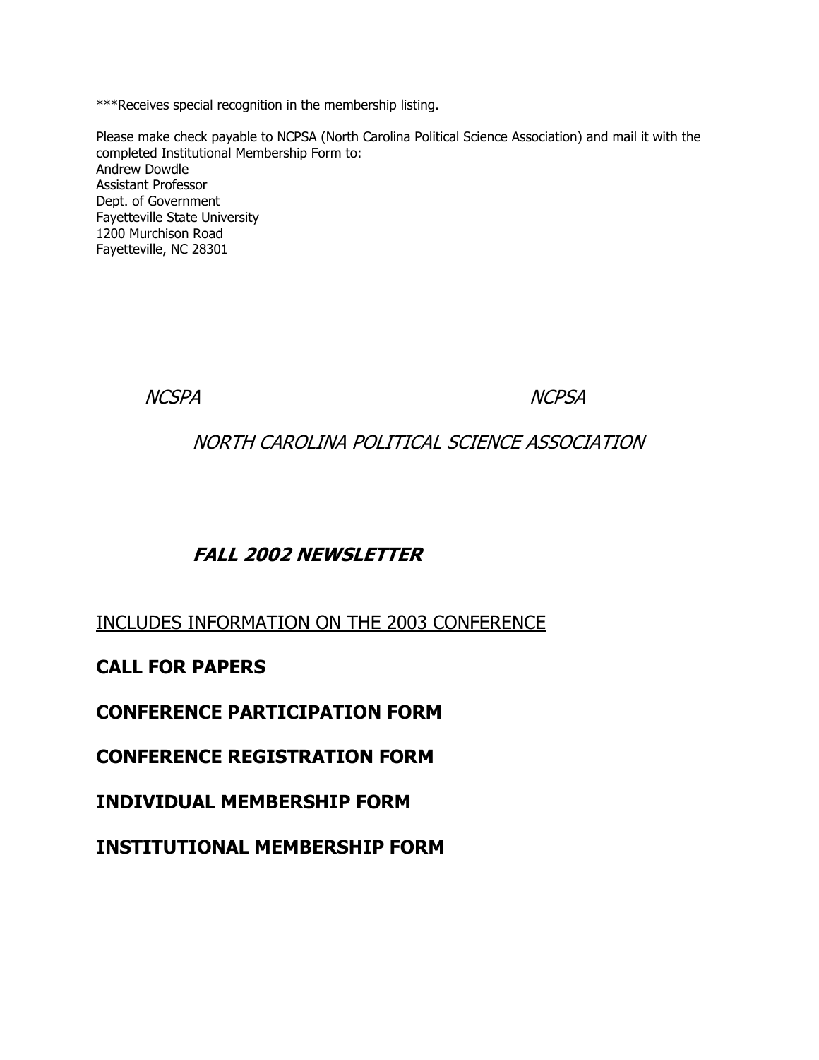***Receives special recognition in the membership listing.

Please make check payable to NCPSA (North Carolina Political Science Association) and mail it with the completed Institutional Membership Form to:
Andrew Dowdle
Assistant Professor
Dept. of Government
Fayetteville State University
1200 Murchison Road
Fayetteville, NC 28301

*NCSPA* *NCPSA*

*NORTH CAROLINA POLITICAL SCIENCE ASSOCIATION*

***FALL 2002 NEWSLETTER***

<u>INCLUDES INFORMATION ON THE 2003 CONFERENCE</u>

**CALL FOR PAPERS**

**CONFERENCE PARTICIPATION FORM**

**CONFERENCE REGISTRATION FORM**

**INDIVIDUAL MEMBERSHIP FORM**

**INSTITUTIONAL MEMBERSHIP FORM**